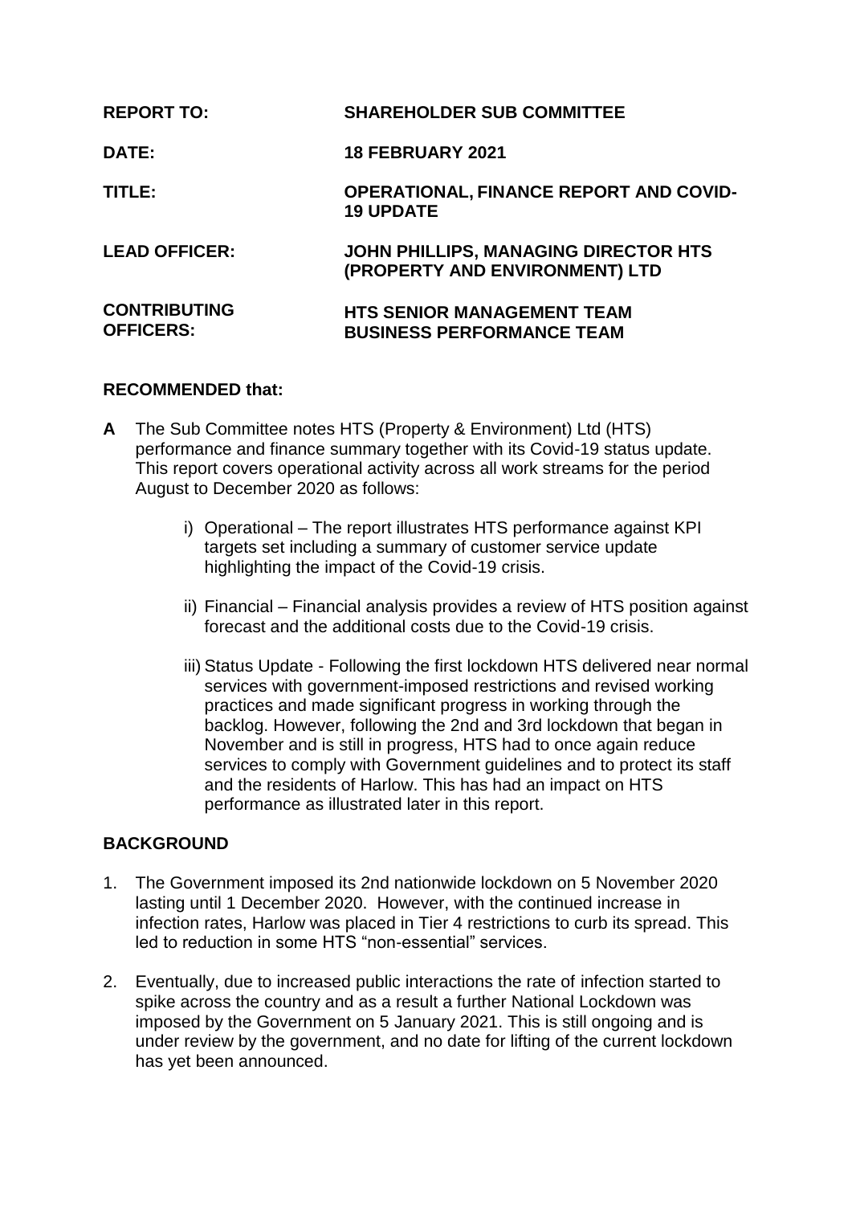| | |
|---|---|
| **REPORT TO:** | **SHAREHOLDER SUB COMMITTEE** |
| **DATE:** | **18 FEBRUARY 2021** |
| **TITLE:** | **OPERATIONAL, FINANCE REPORT AND COVID-19 UPDATE** |
| **LEAD OFFICER:** | **JOHN PHILLIPS, MANAGING DIRECTOR HTS (PROPERTY AND ENVIRONMENT) LTD** |
| **CONTRIBUTING OFFICERS:** | **HTS SENIOR MANAGEMENT TEAM**<br>**BUSINESS PERFORMANCE TEAM** |

**RECOMMENDED that:**

**A** The Sub Committee notes HTS (Property & Environment) Ltd (HTS) performance and finance summary together with its Covid-19 status update. This report covers operational activity across all work streams for the period August to December 2020 as follows:

i) Operational – The report illustrates HTS performance against KPI targets set including a summary of customer service update highlighting the impact of the Covid-19 crisis.

ii) Financial – Financial analysis provides a review of HTS position against forecast and the additional costs due to the Covid-19 crisis.

iii) Status Update - Following the first lockdown HTS delivered near normal services with government-imposed restrictions and revised working practices and made significant progress in working through the backlog. However, following the 2nd and 3rd lockdown that began in November and is still in progress, HTS had to once again reduce services to comply with Government guidelines and to protect its staff and the residents of Harlow. This has had an impact on HTS performance as illustrated later in this report.

## BACKGROUND

1. The Government imposed its 2nd nationwide lockdown on 5 November 2020 lasting until 1 December 2020. However, with the continued increase in infection rates, Harlow was placed in Tier 4 restrictions to curb its spread. This led to reduction in some HTS "non-essential" services.

2. Eventually, due to increased public interactions the rate of infection started to spike across the country and as a result a further National Lockdown was imposed by the Government on 5 January 2021. This is still ongoing and is under review by the government, and no date for lifting of the current lockdown has yet been announced.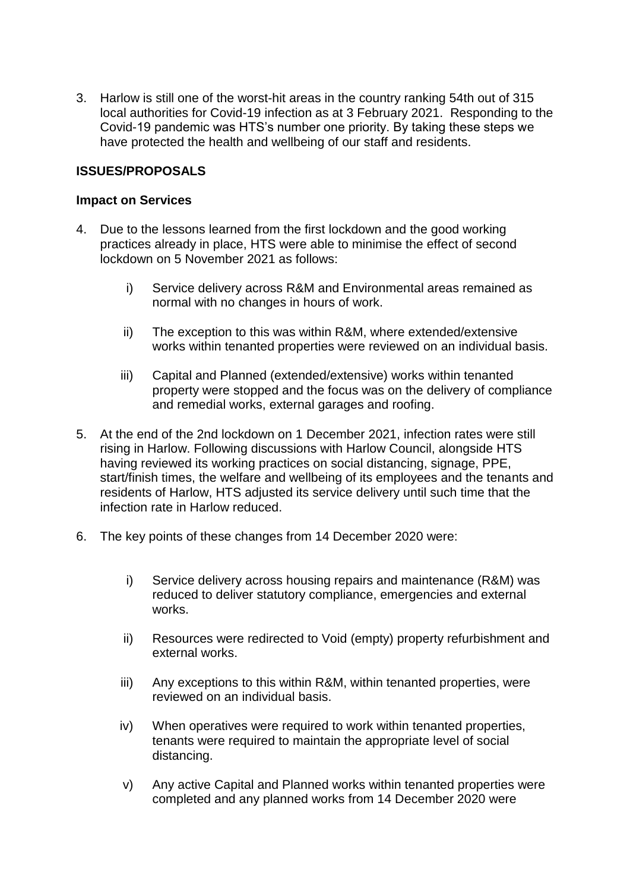3. Harlow is still one of the worst-hit areas in the country ranking 54th out of 315 local authorities for Covid-19 infection as at 3 February 2021. Responding to the Covid-19 pandemic was HTS's number one priority. By taking these steps we have protected the health and wellbeing of our staff and residents.

**ISSUES/PROPOSALS**

**Impact on Services**

4. Due to the lessons learned from the first lockdown and the good working practices already in place, HTS were able to minimise the effect of second lockdown on 5 November 2021 as follows:

   i) Service delivery across R&M and Environmental areas remained as normal with no changes in hours of work.

   ii) The exception to this was within R&M, where extended/extensive works within tenanted properties were reviewed on an individual basis.

   iii) Capital and Planned (extended/extensive) works within tenanted property were stopped and the focus was on the delivery of compliance and remedial works, external garages and roofing.

5. At the end of the 2nd lockdown on 1 December 2021, infection rates were still rising in Harlow. Following discussions with Harlow Council, alongside HTS having reviewed its working practices on social distancing, signage, PPE, start/finish times, the welfare and wellbeing of its employees and the tenants and residents of Harlow, HTS adjusted its service delivery until such time that the infection rate in Harlow reduced.

6. The key points of these changes from 14 December 2020 were:

   i) Service delivery across housing repairs and maintenance (R&M) was reduced to deliver statutory compliance, emergencies and external works.

   ii) Resources were redirected to Void (empty) property refurbishment and external works.

   iii) Any exceptions to this within R&M, within tenanted properties, were reviewed on an individual basis.

   iv) When operatives were required to work within tenanted properties, tenants were required to maintain the appropriate level of social distancing.

   v) Any active Capital and Planned works within tenanted properties were completed and any planned works from 14 December 2020 were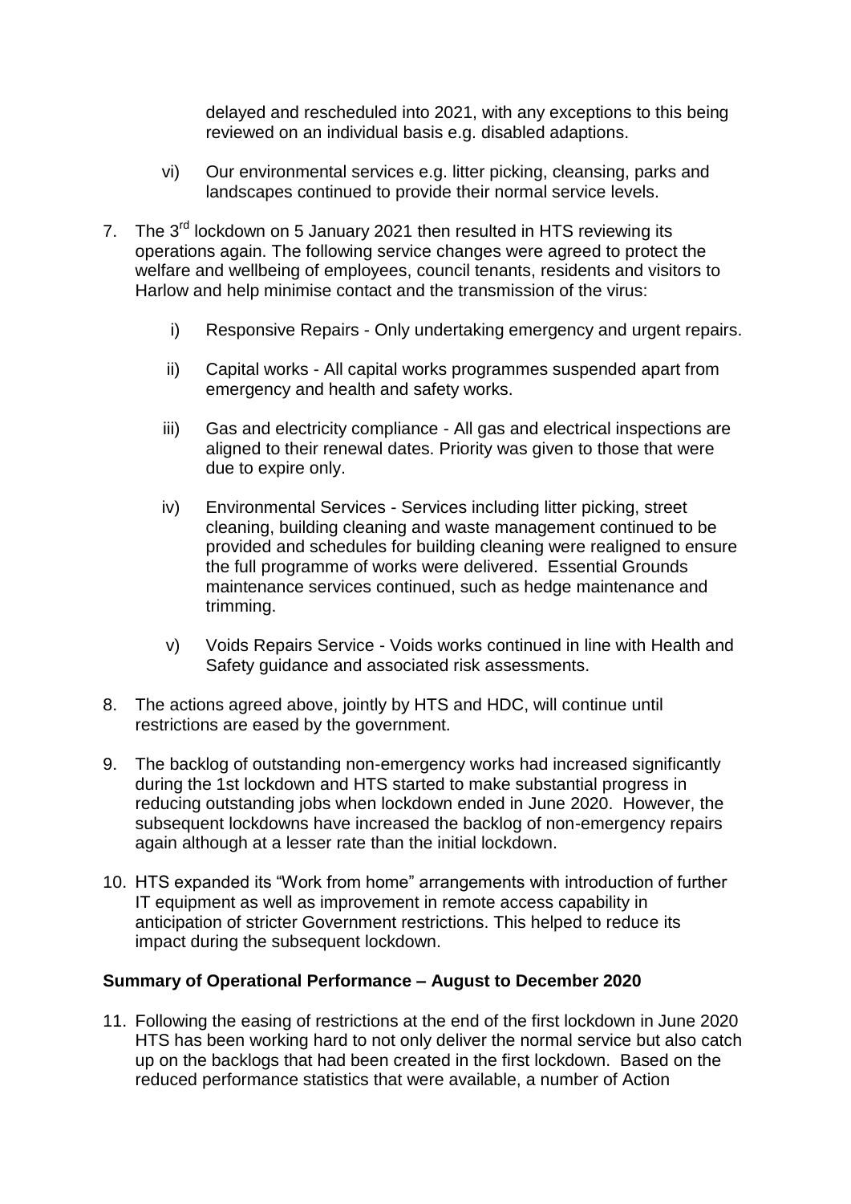delayed and rescheduled into 2021, with any exceptions to this being reviewed on an individual basis e.g. disabled adaptions.

vi) Our environmental services e.g. litter picking, cleansing, parks and landscapes continued to provide their normal service levels.

7. The 3rd lockdown on 5 January 2021 then resulted in HTS reviewing its operations again. The following service changes were agreed to protect the welfare and wellbeing of employees, council tenants, residents and visitors to Harlow and help minimise contact and the transmission of the virus:

   i) Responsive Repairs - Only undertaking emergency and urgent repairs.

   ii) Capital works - All capital works programmes suspended apart from emergency and health and safety works.

   iii) Gas and electricity compliance - All gas and electrical inspections are aligned to their renewal dates. Priority was given to those that were due to expire only.

   iv) Environmental Services - Services including litter picking, street cleaning, building cleaning and waste management continued to be provided and schedules for building cleaning were realigned to ensure the full programme of works were delivered. Essential Grounds maintenance services continued, such as hedge maintenance and trimming.

   v) Voids Repairs Service - Voids works continued in line with Health and Safety guidance and associated risk assessments.

8. The actions agreed above, jointly by HTS and HDC, will continue until restrictions are eased by the government.

9. The backlog of outstanding non-emergency works had increased significantly during the 1st lockdown and HTS started to make substantial progress in reducing outstanding jobs when lockdown ended in June 2020. However, the subsequent lockdowns have increased the backlog of non-emergency repairs again although at a lesser rate than the initial lockdown.

10. HTS expanded its "Work from home" arrangements with introduction of further IT equipment as well as improvement in remote access capability in anticipation of stricter Government restrictions. This helped to reduce its impact during the subsequent lockdown.

**Summary of Operational Performance – August to December 2020**

11. Following the easing of restrictions at the end of the first lockdown in June 2020 HTS has been working hard to not only deliver the normal service but also catch up on the backlogs that had been created in the first lockdown. Based on the reduced performance statistics that were available, a number of Action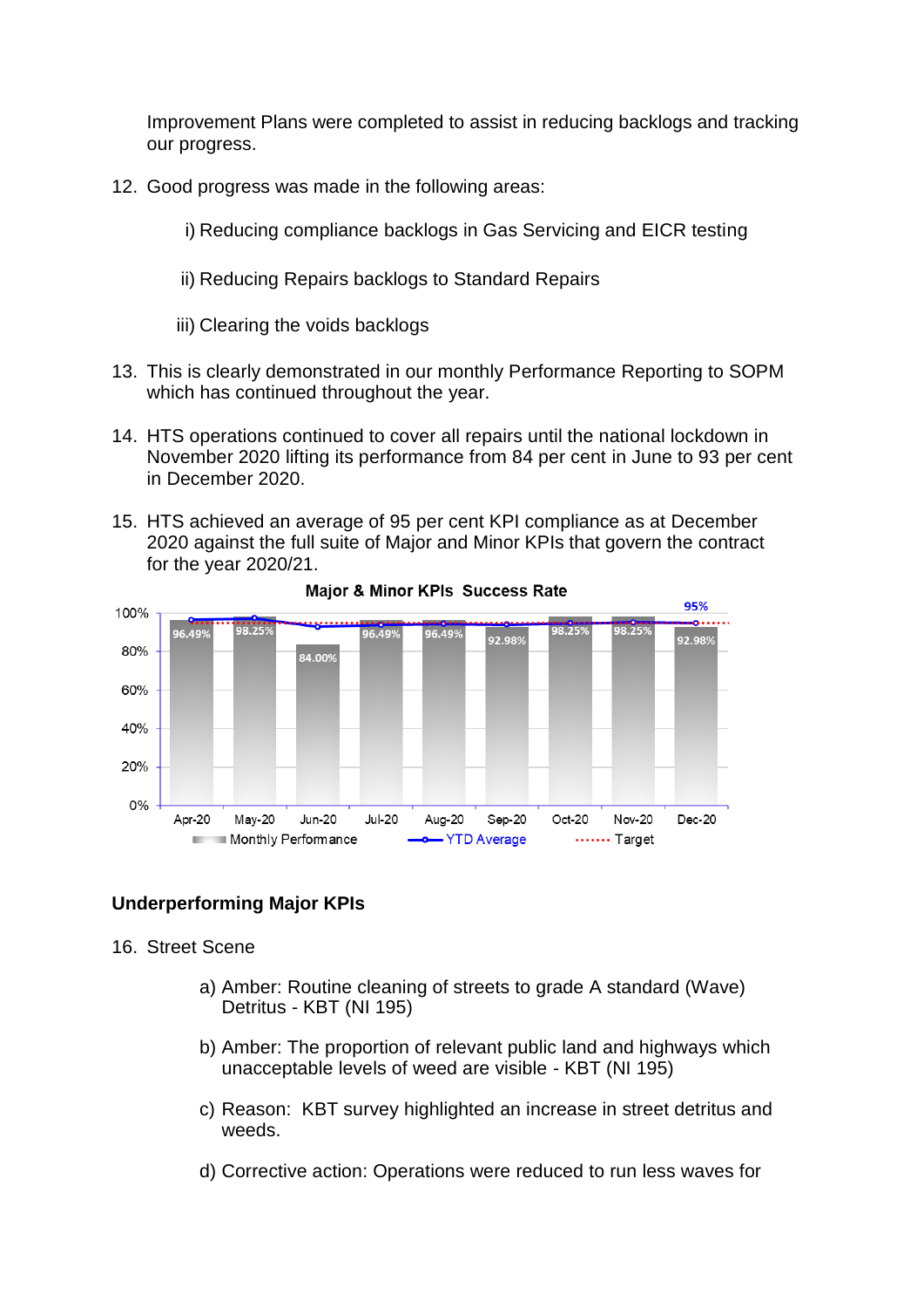Improvement Plans were completed to assist in reducing backlogs and tracking our progress.

12. Good progress was made in the following areas:

    i) Reducing compliance backlogs in Gas Servicing and EICR testing

    ii) Reducing Repairs backlogs to Standard Repairs

    iii) Clearing the voids backlogs

13. This is clearly demonstrated in our monthly Performance Reporting to SOPM which has continued throughout the year.

14. HTS operations continued to cover all repairs until the national lockdown in November 2020 lifting its performance from 84 per cent in June to 93 per cent in December 2020.

15. HTS achieved an average of 95 per cent KPI compliance as at December 2020 against the full suite of Major and Minor KPIs that govern the contract for the year 2020/21.

**Major & Minor KPIs Success Rate**

| Month | Monthly Performance |
|---|---|
| Apr-20 | 96.49% |
| May-20 | 98.25% |
| Jun-20 | 84.00% |
| Jul-20 | 96.49% |
| Aug-20 | 96.49% |
| Sep-20 | 92.98% |
| Oct-20 | 98.25% |
| Nov-20 | 98.25% |
| Dec-20 | 92.98% |

Monthly Performance · YTD Average (95% at Dec-20) · Target

### Underperforming Major KPIs

16. Street Scene

    a) Amber: Routine cleaning of streets to grade A standard (Wave) Detritus - KBT (NI 195)

    b) Amber: The proportion of relevant public land and highways which unacceptable levels of weed are visible - KBT (NI 195)

    c) Reason: KBT survey highlighted an increase in street detritus and weeds.

    d) Corrective action: Operations were reduced to run less waves for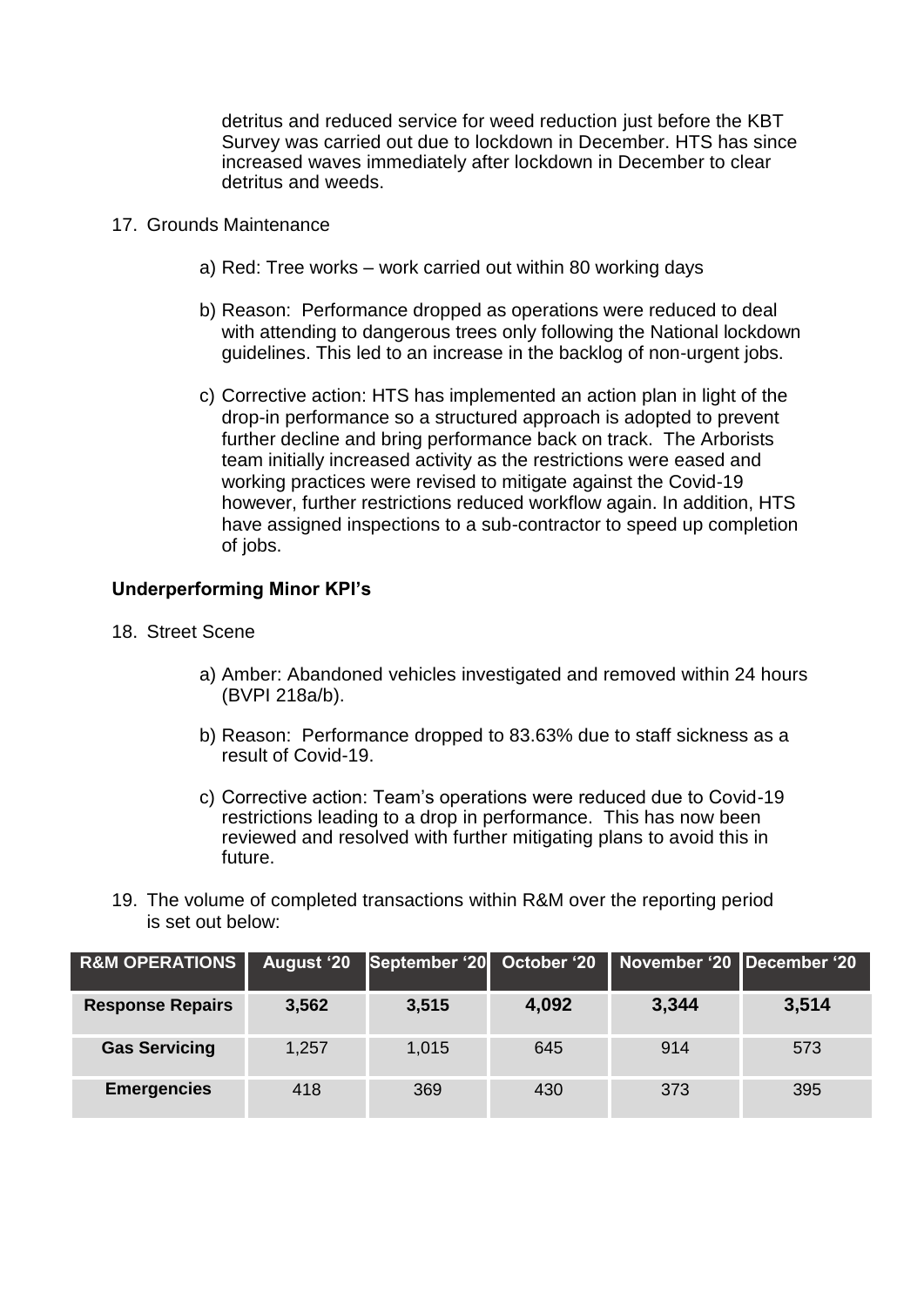detritus and reduced service for weed reduction just before the KBT Survey was carried out due to lockdown in December. HTS has since increased waves immediately after lockdown in December to clear detritus and weeds.

17. Grounds Maintenance

    a) Red: Tree works – work carried out within 80 working days

    b) Reason: Performance dropped as operations were reduced to deal with attending to dangerous trees only following the National lockdown guidelines. This led to an increase in the backlog of non-urgent jobs.

    c) Corrective action: HTS has implemented an action plan in light of the drop-in performance so a structured approach is adopted to prevent further decline and bring performance back on track. The Arborists team initially increased activity as the restrictions were eased and working practices were revised to mitigate against the Covid-19 however, further restrictions reduced workflow again. In addition, HTS have assigned inspections to a sub-contractor to speed up completion of jobs.

**Underperforming Minor KPI's**

18. Street Scene

    a) Amber: Abandoned vehicles investigated and removed within 24 hours (BVPI 218a/b).

    b) Reason: Performance dropped to 83.63% due to staff sickness as a result of Covid-19.

    c) Corrective action: Team's operations were reduced due to Covid-19 restrictions leading to a drop in performance. This has now been reviewed and resolved with further mitigating plans to avoid this in future.

19. The volume of completed transactions within R&M over the reporting period is set out below:

| R&M OPERATIONS | August '20 | September '20 | October '20 | November '20 | December '20 |
|---|---|---|---|---|---|
| **Response Repairs** | **3,562** | **3,515** | **4,092** | **3,344** | **3,514** |
| **Gas Servicing** | 1,257 | 1,015 | 645 | 914 | 573 |
| **Emergencies** | 418 | 369 | 430 | 373 | 395 |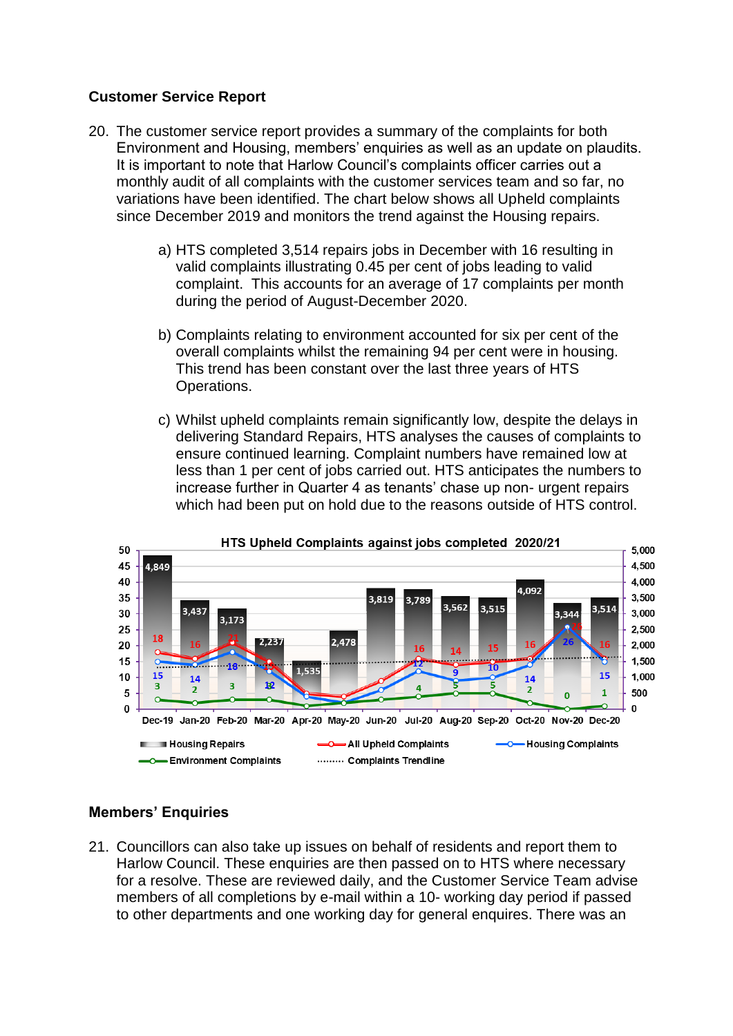## Customer Service Report

20. The customer service report provides a summary of the complaints for both Environment and Housing, members' enquiries as well as an update on plaudits. It is important to note that Harlow Council's complaints officer carries out a monthly audit of all complaints with the customer services team and so far, no variations have been identified. The chart below shows all Upheld complaints since December 2019 and monitors the trend against the Housing repairs.

    a) HTS completed 3,514 repairs jobs in December with 16 resulting in valid complaints illustrating 0.45 per cent of jobs leading to valid complaint. This accounts for an average of 17 complaints per month during the period of August-December 2020.

    b) Complaints relating to environment accounted for six per cent of the overall complaints whilst the remaining 94 per cent were in housing. This trend has been constant over the last three years of HTS Operations.

    c) Whilst upheld complaints remain significantly low, despite the delays in delivering Standard Repairs, HTS analyses the causes of complaints to ensure continued learning. Complaint numbers have remained low at less than 1 per cent of jobs carried out. HTS anticipates the numbers to increase further in Quarter 4 as tenants' chase up non- urgent repairs which had been put on hold due to the reasons outside of HTS control.

**HTS Upheld Complaints against jobs completed 2020/21**

| | Dec-19 | Jan-20 | Feb-20 | Mar-20 | Apr-20 | May-20 | Jun-20 | Jul-20 | Aug-20 | Sep-20 | Oct-20 | Nov-20 | Dec-20 |
|---|---|---|---|---|---|---|---|---|---|---|---|---|---|
| Housing Repairs | 4,849 | 3,437 | 3,173 | 2,237 | 1,535 | 2,478 | 3,819 | 3,789 | 3,562 | 3,515 | 4,092 | 3,344 | 3,514 |
| All Upheld Complaints | 18 | 16 | 21 | 15 | | | | 16 | 14 | 15 | 16 | 26 | 16 |
| Housing Complaints | 15 | 14 | 18 | 12 | | | | 12 | 9 | 10 | 14 | 26 | 15 |
| Environment Complaints | 3 | 2 | 3 | 3 | | | | 4 | 5 | 5 | 2 | 0 | 1 |

Legend: Housing Repairs; All Upheld Complaints; Housing Complaints; Environment Complaints; Complaints Trendline

## Members' Enquiries

21. Councillors can also take up issues on behalf of residents and report them to Harlow Council. These enquiries are then passed on to HTS where necessary for a resolve. These are reviewed daily, and the Customer Service Team advise members of all completions by e-mail within a 10- working day period if passed to other departments and one working day for general enquires. There was an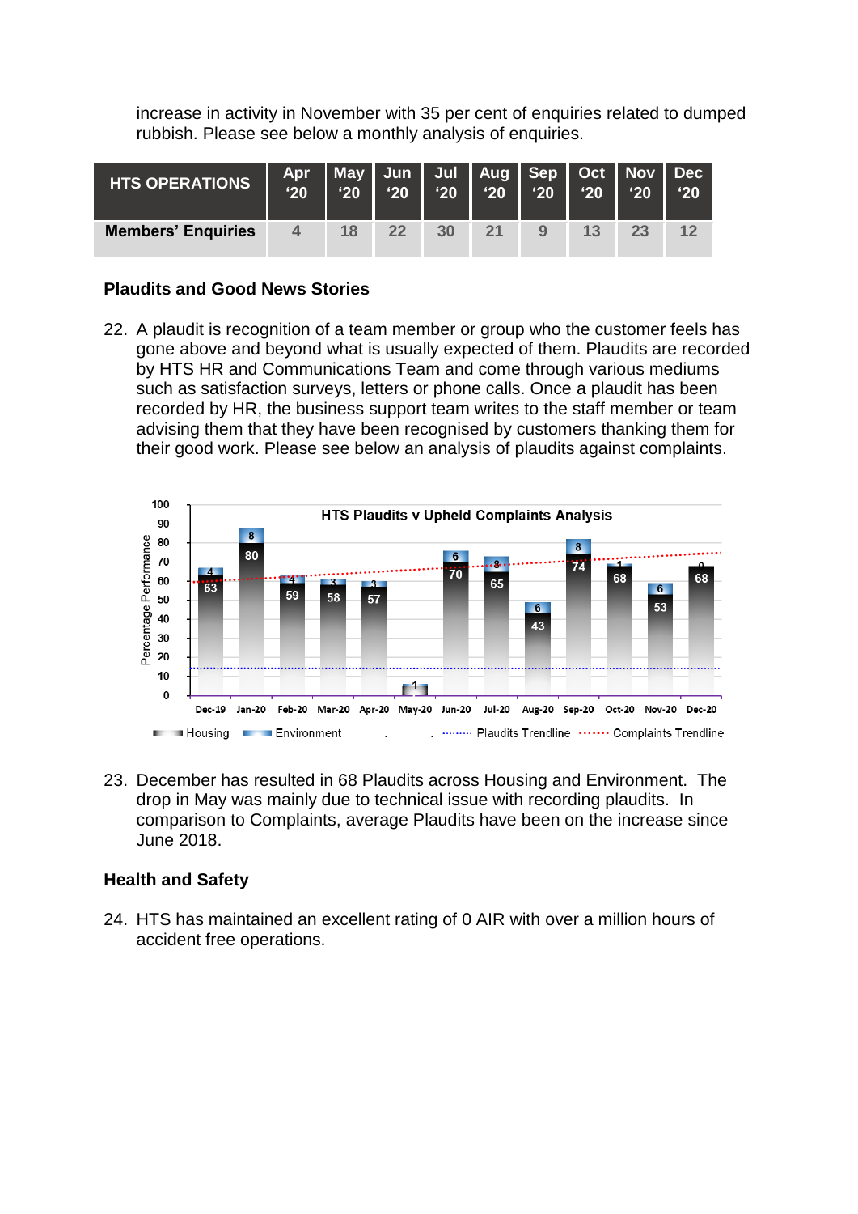increase in activity in November with 35 per cent of enquiries related to dumped rubbish. Please see below a monthly analysis of enquiries.

| HTS OPERATIONS | Apr '20 | May '20 | Jun '20 | Jul '20 | Aug '20 | Sep '20 | Oct '20 | Nov '20 | Dec '20 |
|---|---|---|---|---|---|---|---|---|---|
| **Members' Enquiries** | 4 | 18 | 22 | 30 | 21 | 9 | 13 | 23 | 12 |

### Plaudits and Good News Stories

22. A plaudit is recognition of a team member or group who the customer feels has gone above and beyond what is usually expected of them. Plaudits are recorded by HTS HR and Communications Team and come through various mediums such as satisfaction surveys, letters or phone calls. Once a plaudit has been recorded by HR, the business support team writes to the staff member or team advising them that they have been recognised by customers thanking them for their good work. Please see below an analysis of plaudits against complaints.

23. December has resulted in 68 Plaudits across Housing and Environment. The drop in May was mainly due to technical issue with recording plaudits. In comparison to Complaints, average Plaudits have been on the increase since June 2018.

### Health and Safety

24. HTS has maintained an excellent rating of 0 AIR with over a million hours of accident free operations.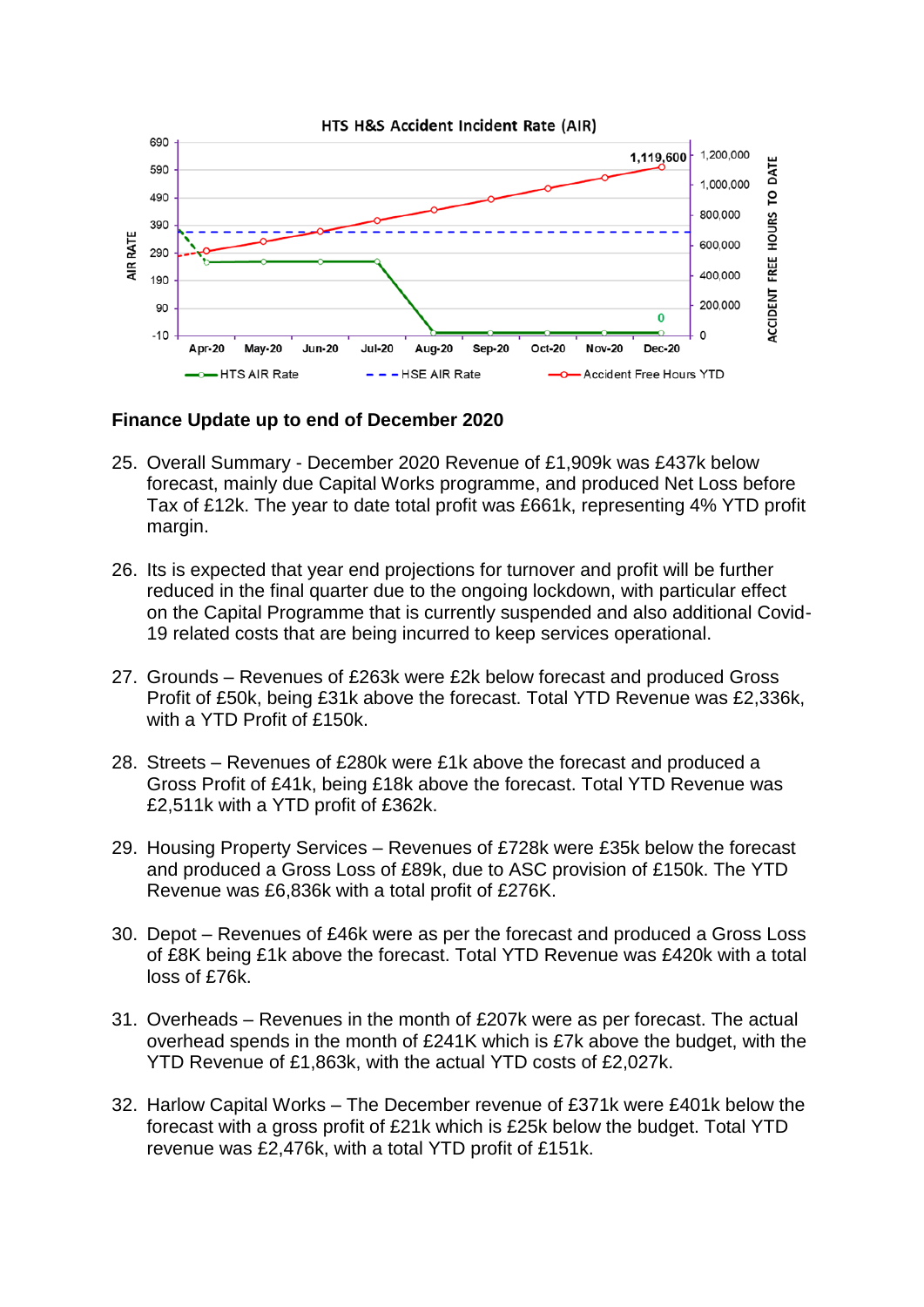**HTS H&S Accident Incident Rate (AIR)**

**Finance Update up to end of December 2020**

25. Overall Summary - December 2020 Revenue of £1,909k was £437k below forecast, mainly due Capital Works programme, and produced Net Loss before Tax of £12k. The year to date total profit was £661k, representing 4% YTD profit margin.

26. Its is expected that year end projections for turnover and profit will be further reduced in the final quarter due to the ongoing lockdown, with particular effect on the Capital Programme that is currently suspended and also additional Covid-19 related costs that are being incurred to keep services operational.

27. Grounds – Revenues of £263k were £2k below forecast and produced Gross Profit of £50k, being £31k above the forecast. Total YTD Revenue was £2,336k, with a YTD Profit of £150k.

28. Streets – Revenues of £280k were £1k above the forecast and produced a Gross Profit of £41k, being £18k above the forecast. Total YTD Revenue was £2,511k with a YTD profit of £362k.

29. Housing Property Services – Revenues of £728k were £35k below the forecast and produced a Gross Loss of £89k, due to ASC provision of £150k. The YTD Revenue was £6,836k with a total profit of £276K.

30. Depot – Revenues of £46k were as per the forecast and produced a Gross Loss of £8K being £1k above the forecast. Total YTD Revenue was £420k with a total loss of £76k.

31. Overheads – Revenues in the month of £207k were as per forecast. The actual overhead spends in the month of £241K which is £7k above the budget, with the YTD Revenue of £1,863k, with the actual YTD costs of £2,027k.

32. Harlow Capital Works – The December revenue of £371k were £401k below the forecast with a gross profit of £21k which is £25k below the budget. Total YTD revenue was £2,476k, with a total YTD profit of £151k.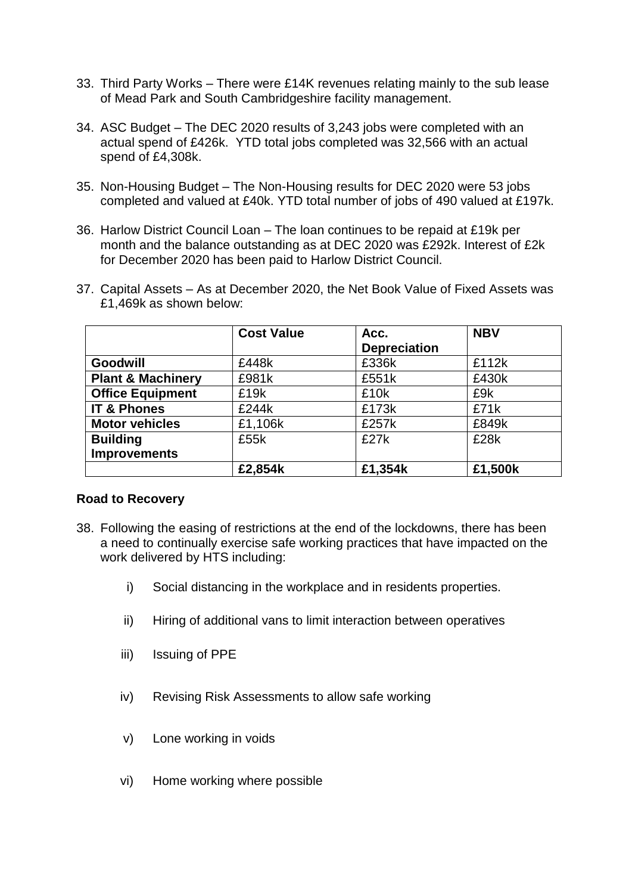33. Third Party Works – There were £14K revenues relating mainly to the sub lease of Mead Park and South Cambridgeshire facility management.

34. ASC Budget – The DEC 2020 results of 3,243 jobs were completed with an actual spend of £426k. YTD total jobs completed was 32,566 with an actual spend of £4,308k.

35. Non-Housing Budget – The Non-Housing results for DEC 2020 were 53 jobs completed and valued at £40k. YTD total number of jobs of 490 valued at £197k.

36. Harlow District Council Loan – The loan continues to be repaid at £19k per month and the balance outstanding as at DEC 2020 was £292k. Interest of £2k for December 2020 has been paid to Harlow District Council.

37. Capital Assets – As at December 2020, the Net Book Value of Fixed Assets was £1,469k as shown below:

| | **Cost Value** | **Acc. Depreciation** | **NBV** |
|---|---|---|---|
| **Goodwill** | £448k | £336k | £112k |
| **Plant & Machinery** | £981k | £551k | £430k |
| **Office Equipment** | £19k | £10k | £9k |
| **IT & Phones** | £244k | £173k | £71k |
| **Motor vehicles** | £1,106k | £257k | £849k |
| **Building Improvements** | £55k | £27k | £28k |
| | **£2,854k** | **£1,354k** | **£1,500k** |

**Road to Recovery**

38. Following the easing of restrictions at the end of the lockdowns, there has been a need to continually exercise safe working practices that have impacted on the work delivered by HTS including:

    i) Social distancing in the workplace and in residents properties.

    ii) Hiring of additional vans to limit interaction between operatives

    iii) Issuing of PPE

    iv) Revising Risk Assessments to allow safe working

    v) Lone working in voids

    vi) Home working where possible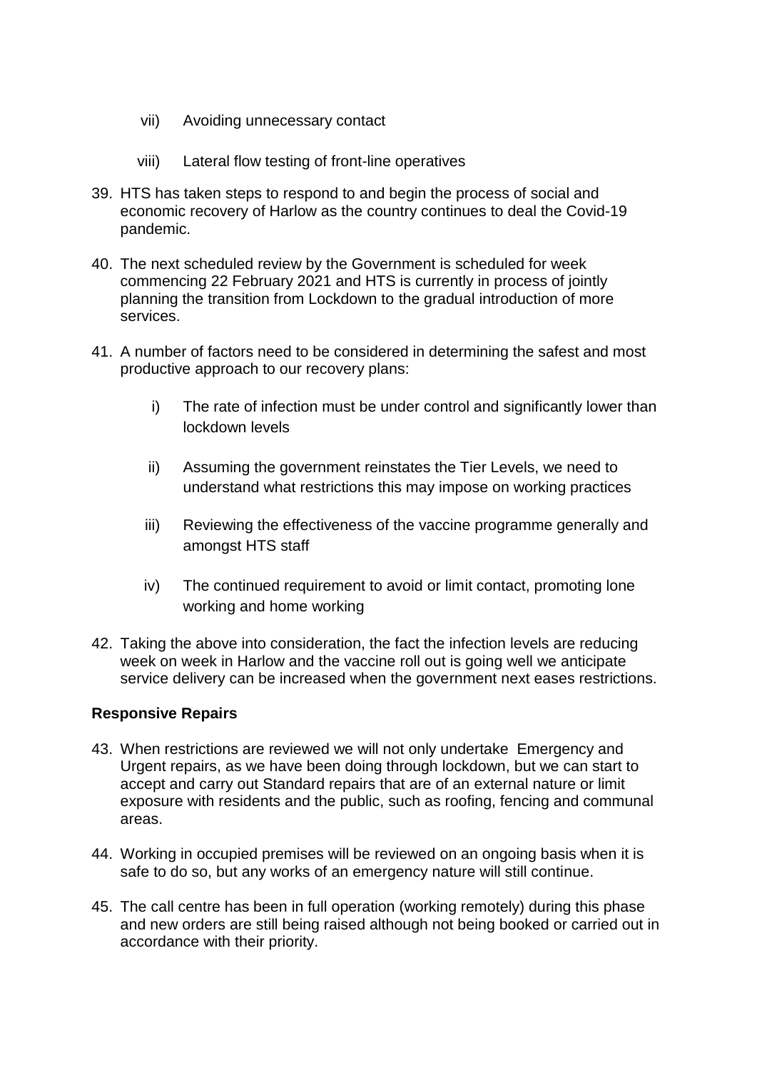vii) Avoiding unnecessary contact

viii) Lateral flow testing of front-line operatives

39. HTS has taken steps to respond to and begin the process of social and economic recovery of Harlow as the country continues to deal the Covid-19 pandemic.

40. The next scheduled review by the Government is scheduled for week commencing 22 February 2021 and HTS is currently in process of jointly planning the transition from Lockdown to the gradual introduction of more services.

41. A number of factors need to be considered in determining the safest and most productive approach to our recovery plans:

    i) The rate of infection must be under control and significantly lower than lockdown levels

    ii) Assuming the government reinstates the Tier Levels, we need to understand what restrictions this may impose on working practices

    iii) Reviewing the effectiveness of the vaccine programme generally and amongst HTS staff

    iv) The continued requirement to avoid or limit contact, promoting lone working and home working

42. Taking the above into consideration, the fact the infection levels are reducing week on week in Harlow and the vaccine roll out is going well we anticipate service delivery can be increased when the government next eases restrictions.

**Responsive Repairs**

43. When restrictions are reviewed we will not only undertake Emergency and Urgent repairs, as we have been doing through lockdown, but we can start to accept and carry out Standard repairs that are of an external nature or limit exposure with residents and the public, such as roofing, fencing and communal areas.

44. Working in occupied premises will be reviewed on an ongoing basis when it is safe to do so, but any works of an emergency nature will still continue.

45. The call centre has been in full operation (working remotely) during this phase and new orders are still being raised although not being booked or carried out in accordance with their priority.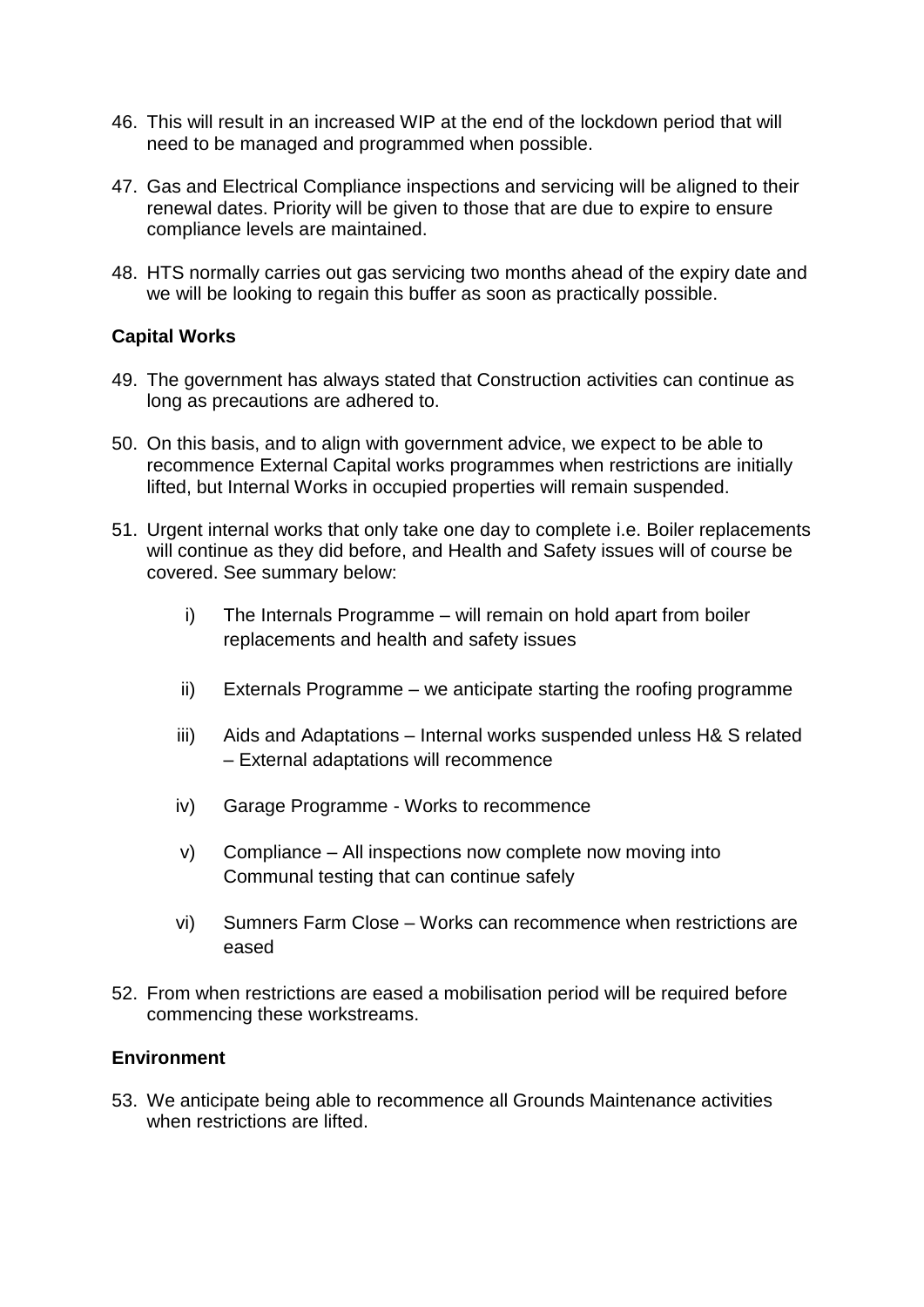46. This will result in an increased WIP at the end of the lockdown period that will need to be managed and programmed when possible.

47. Gas and Electrical Compliance inspections and servicing will be aligned to their renewal dates. Priority will be given to those that are due to expire to ensure compliance levels are maintained.

48. HTS normally carries out gas servicing two months ahead of the expiry date and we will be looking to regain this buffer as soon as practically possible.

**Capital Works**

49. The government has always stated that Construction activities can continue as long as precautions are adhered to.

50. On this basis, and to align with government advice, we expect to be able to recommence External Capital works programmes when restrictions are initially lifted, but Internal Works in occupied properties will remain suspended.

51. Urgent internal works that only take one day to complete i.e. Boiler replacements will continue as they did before, and Health and Safety issues will of course be covered. See summary below:

    i) The Internals Programme – will remain on hold apart from boiler replacements and health and safety issues

    ii) Externals Programme – we anticipate starting the roofing programme

    iii) Aids and Adaptations – Internal works suspended unless H& S related – External adaptations will recommence

    iv) Garage Programme - Works to recommence

    v) Compliance – All inspections now complete now moving into Communal testing that can continue safely

    vi) Sumners Farm Close – Works can recommence when restrictions are eased

52. From when restrictions are eased a mobilisation period will be required before commencing these workstreams.

**Environment**

53. We anticipate being able to recommence all Grounds Maintenance activities when restrictions are lifted.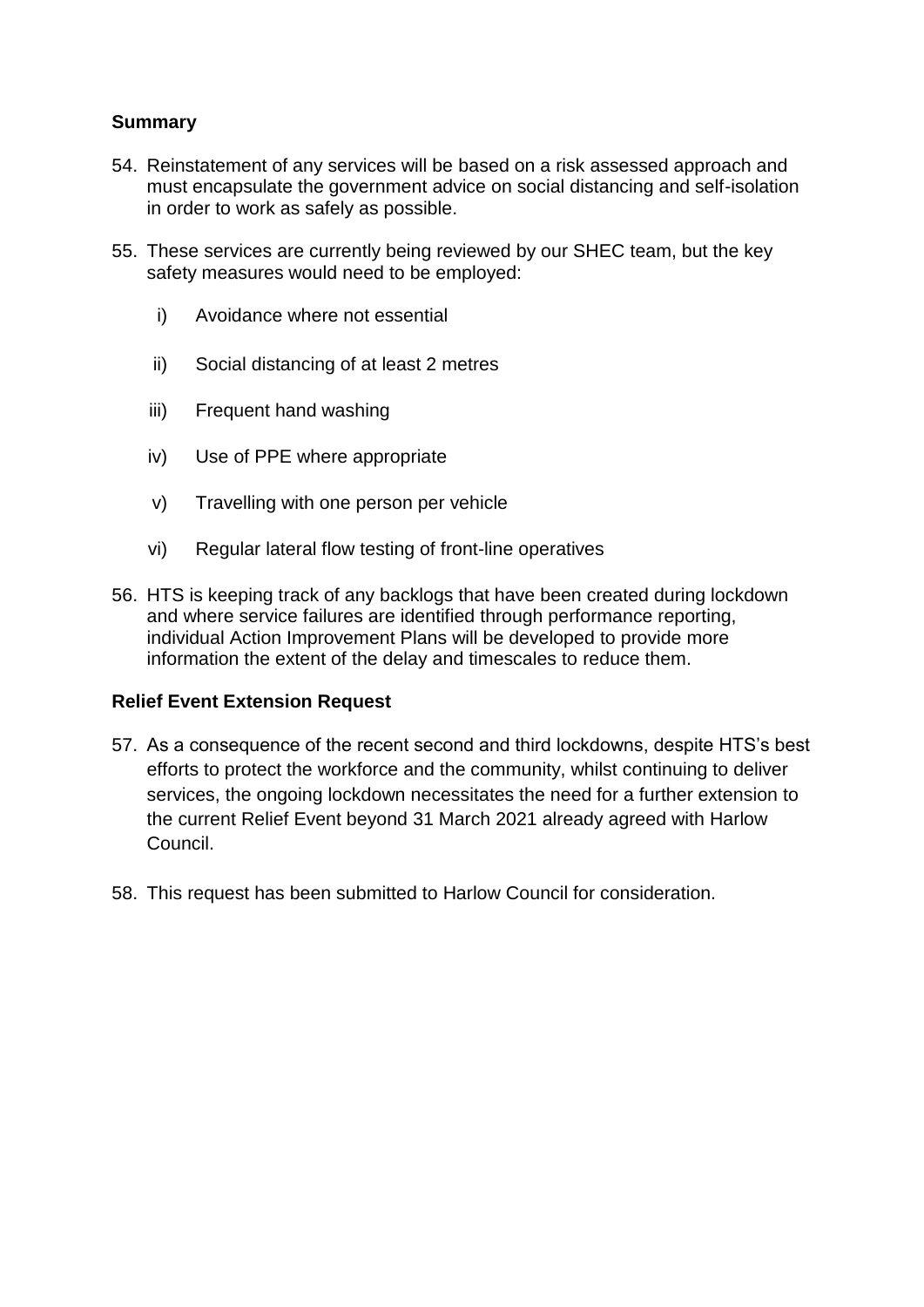**Summary**

54. Reinstatement of any services will be based on a risk assessed approach and must encapsulate the government advice on social distancing and self-isolation in order to work as safely as possible.

55. These services are currently being reviewed by our SHEC team, but the key safety measures would need to be employed:

    i) Avoidance where not essential

    ii) Social distancing of at least 2 metres

    iii) Frequent hand washing

    iv) Use of PPE where appropriate

    v) Travelling with one person per vehicle

    vi) Regular lateral flow testing of front-line operatives

56. HTS is keeping track of any backlogs that have been created during lockdown and where service failures are identified through performance reporting, individual Action Improvement Plans will be developed to provide more information the extent of the delay and timescales to reduce them.

**Relief Event Extension Request**

57. As a consequence of the recent second and third lockdowns, despite HTS's best efforts to protect the workforce and the community, whilst continuing to deliver services, the ongoing lockdown necessitates the need for a further extension to the current Relief Event beyond 31 March 2021 already agreed with Harlow Council.

58. This request has been submitted to Harlow Council for consideration.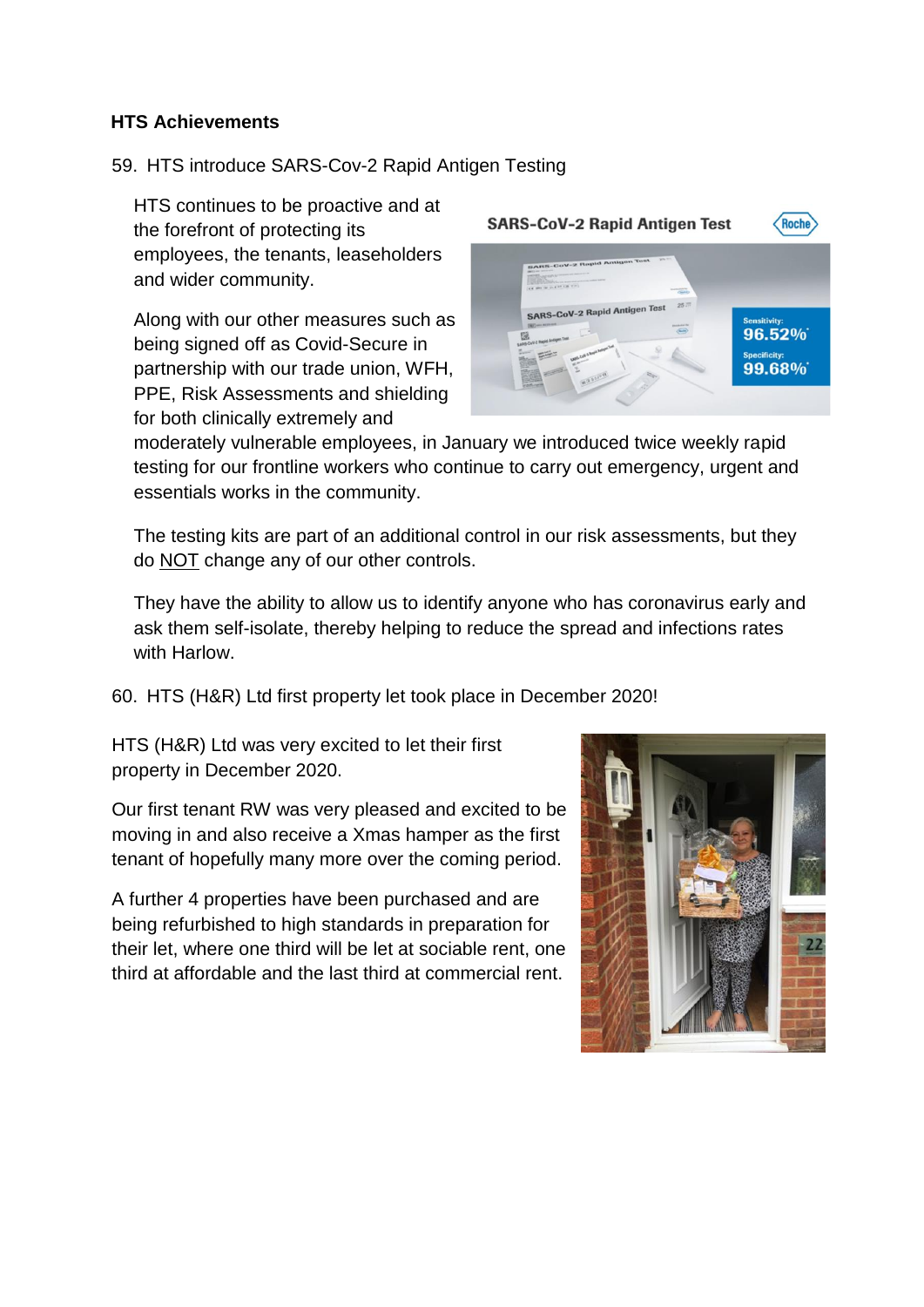**HTS Achievements**

59. HTS introduce SARS-Cov-2 Rapid Antigen Testing

HTS continues to be proactive and at the forefront of protecting its employees, the tenants, leaseholders and wider community.

Along with our other measures such as being signed off as Covid-Secure in partnership with our trade union, WFH, PPE, Risk Assessments and shielding for both clinically extremely and moderately vulnerable employees, in January we introduced twice weekly rapid testing for our frontline workers who continue to carry out emergency, urgent and essentials works in the community.

The testing kits are part of an additional control in our risk assessments, but they do NOT change any of our other controls.

They have the ability to allow us to identify anyone who has coronavirus early and ask them self-isolate, thereby helping to reduce the spread and infections rates with Harlow.

60. HTS (H&R) Ltd first property let took place in December 2020!

HTS (H&R) Ltd was very excited to let their first property in December 2020.

Our first tenant RW was very pleased and excited to be moving in and also receive a Xmas hamper as the first tenant of hopefully many more over the coming period.

A further 4 properties have been purchased and are being refurbished to high standards in preparation for their let, where one third will be let at sociable rent, one third at affordable and the last third at commercial rent.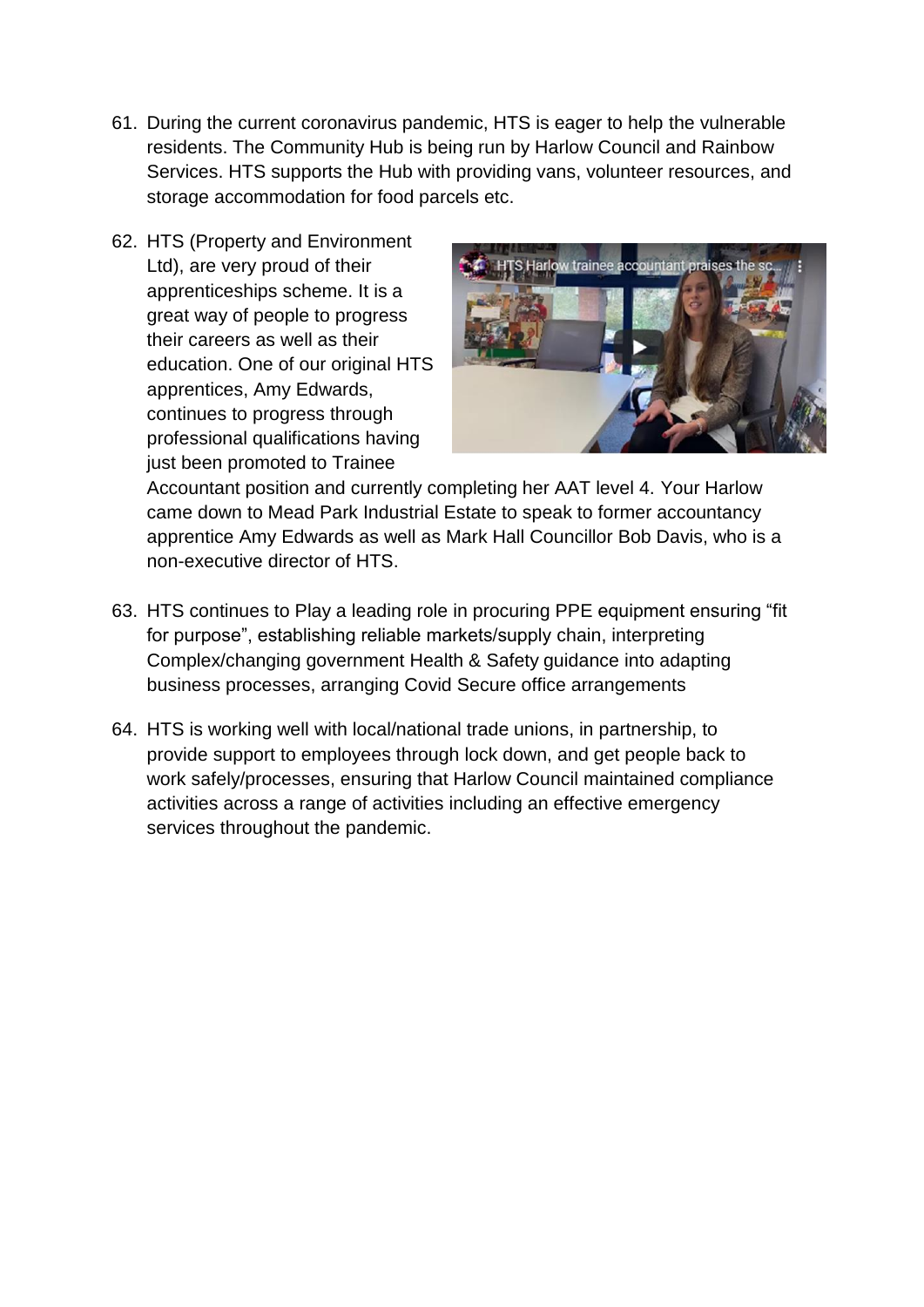61. During the current coronavirus pandemic, HTS is eager to help the vulnerable residents. The Community Hub is being run by Harlow Council and Rainbow Services. HTS supports the Hub with providing vans, volunteer resources, and storage accommodation for food parcels etc.

62. HTS (Property and Environment Ltd), are very proud of their apprenticeships scheme. It is a great way of people to progress their careers as well as their education. One of our original HTS apprentices, Amy Edwards, continues to progress through professional qualifications having just been promoted to Trainee Accountant position and currently completing her AAT level 4. Your Harlow came down to Mead Park Industrial Estate to speak to former accountancy apprentice Amy Edwards as well as Mark Hall Councillor Bob Davis, who is a non-executive director of HTS.

63. HTS continues to Play a leading role in procuring PPE equipment ensuring "fit for purpose", establishing reliable markets/supply chain, interpreting Complex/changing government Health & Safety guidance into adapting business processes, arranging Covid Secure office arrangements

64. HTS is working well with local/national trade unions, in partnership, to provide support to employees through lock down, and get people back to work safely/processes, ensuring that Harlow Council maintained compliance activities across a range of activities including an effective emergency services throughout the pandemic.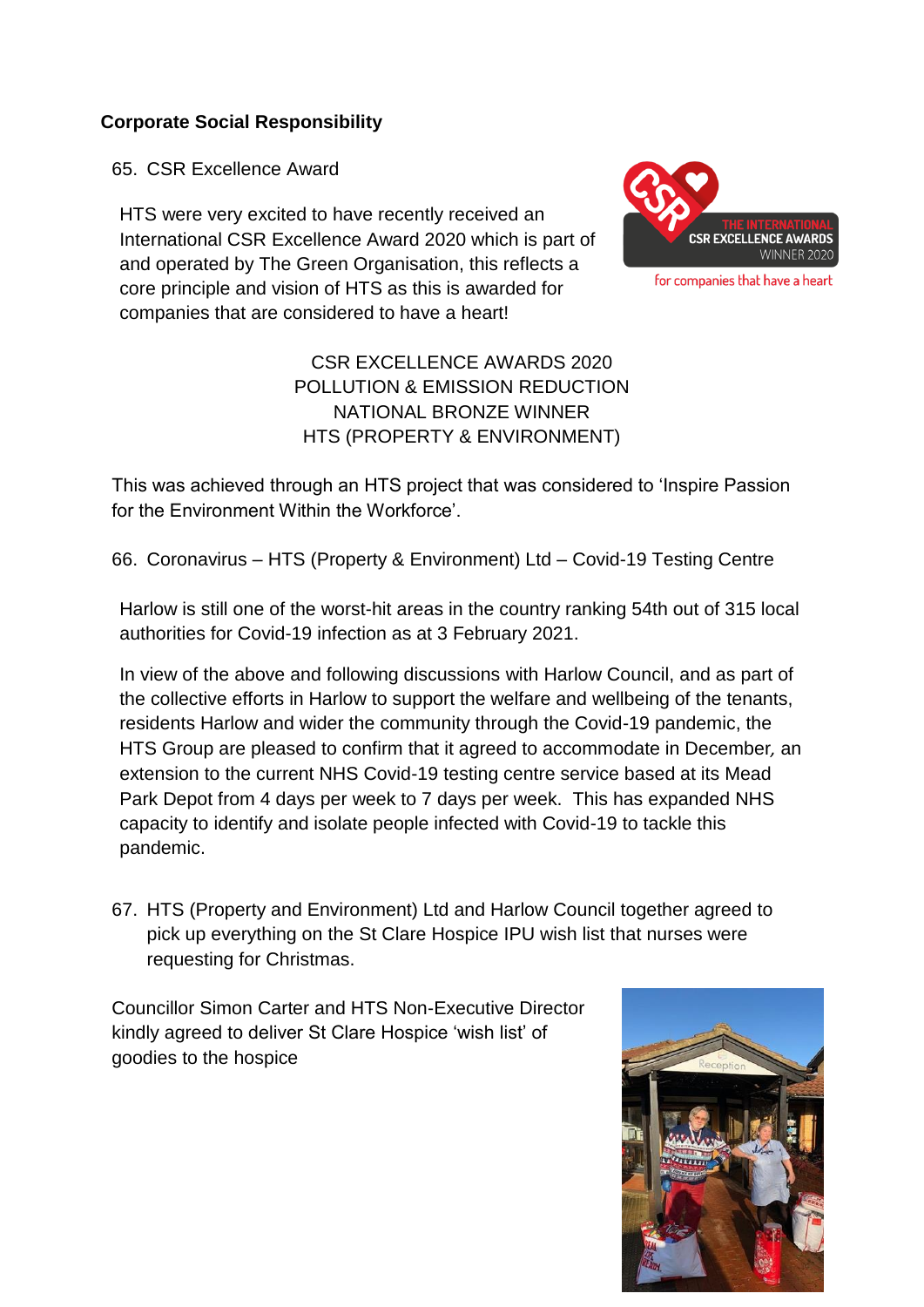**Corporate Social Responsibility**

65. CSR Excellence Award

HTS were very excited to have recently received an International CSR Excellence Award 2020 which is part of and operated by The Green Organisation, this reflects a core principle and vision of HTS as this is awarded for companies that are considered to have a heart!

CSR EXCELLENCE AWARDS 2020
POLLUTION & EMISSION REDUCTION
NATIONAL BRONZE WINNER
HTS (PROPERTY & ENVIRONMENT)

This was achieved through an HTS project that was considered to 'Inspire Passion for the Environment Within the Workforce'.

66. Coronavirus – HTS (Property & Environment) Ltd – Covid-19 Testing Centre

Harlow is still one of the worst-hit areas in the country ranking 54th out of 315 local authorities for Covid-19 infection as at 3 February 2021.

In view of the above and following discussions with Harlow Council, and as part of the collective efforts in Harlow to support the welfare and wellbeing of the tenants, residents Harlow and wider the community through the Covid-19 pandemic, the HTS Group are pleased to confirm that it agreed to accommodate in December*,* an extension to the current NHS Covid-19 testing centre service based at its Mead Park Depot from 4 days per week to 7 days per week. This has expanded NHS capacity to identify and isolate people infected with Covid-19 to tackle this pandemic.

67. HTS (Property and Environment) Ltd and Harlow Council together agreed to pick up everything on the St Clare Hospice IPU wish list that nurses were requesting for Christmas.

Councillor Simon Carter and HTS Non-Executive Director kindly agreed to deliver St Clare Hospice 'wish list' of goodies to the hospice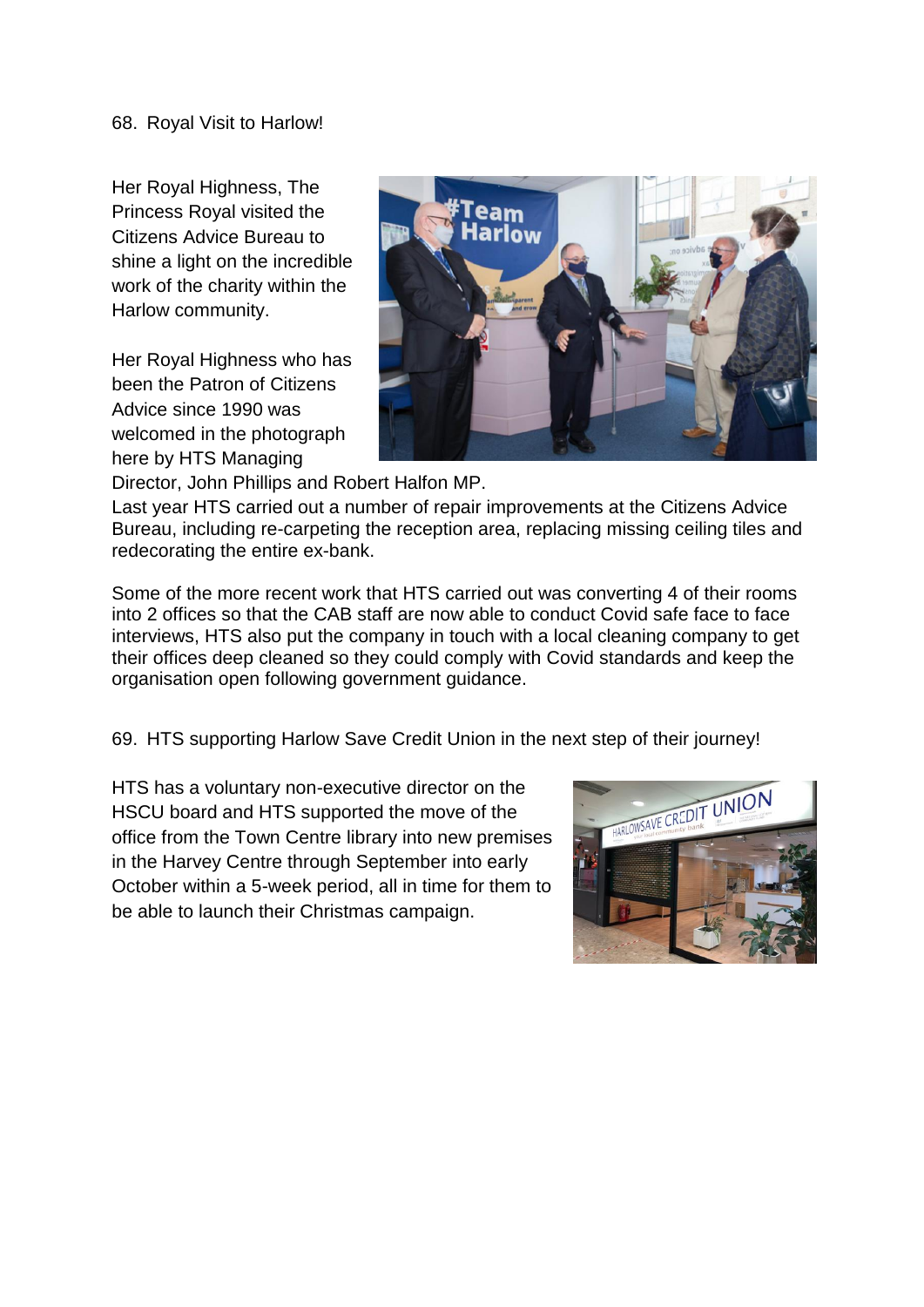## 68. Royal Visit to Harlow!

Her Royal Highness, The Princess Royal visited the Citizens Advice Bureau to shine a light on the incredible work of the charity within the Harlow community.

Her Royal Highness who has been the Patron of Citizens Advice since 1990 was welcomed in the photograph here by HTS Managing Director, John Phillips and Robert Halfon MP.

Last year HTS carried out a number of repair improvements at the Citizens Advice Bureau, including re-carpeting the reception area, replacing missing ceiling tiles and redecorating the entire ex-bank.

Some of the more recent work that HTS carried out was converting 4 of their rooms into 2 offices so that the CAB staff are now able to conduct Covid safe face to face interviews, HTS also put the company in touch with a local cleaning company to get their offices deep cleaned so they could comply with Covid standards and keep the organisation open following government guidance.

## 69. HTS supporting Harlow Save Credit Union in the next step of their journey!

HTS has a voluntary non-executive director on the HSCU board and HTS supported the move of the office from the Town Centre library into new premises in the Harvey Centre through September into early October within a 5-week period, all in time for them to be able to launch their Christmas campaign.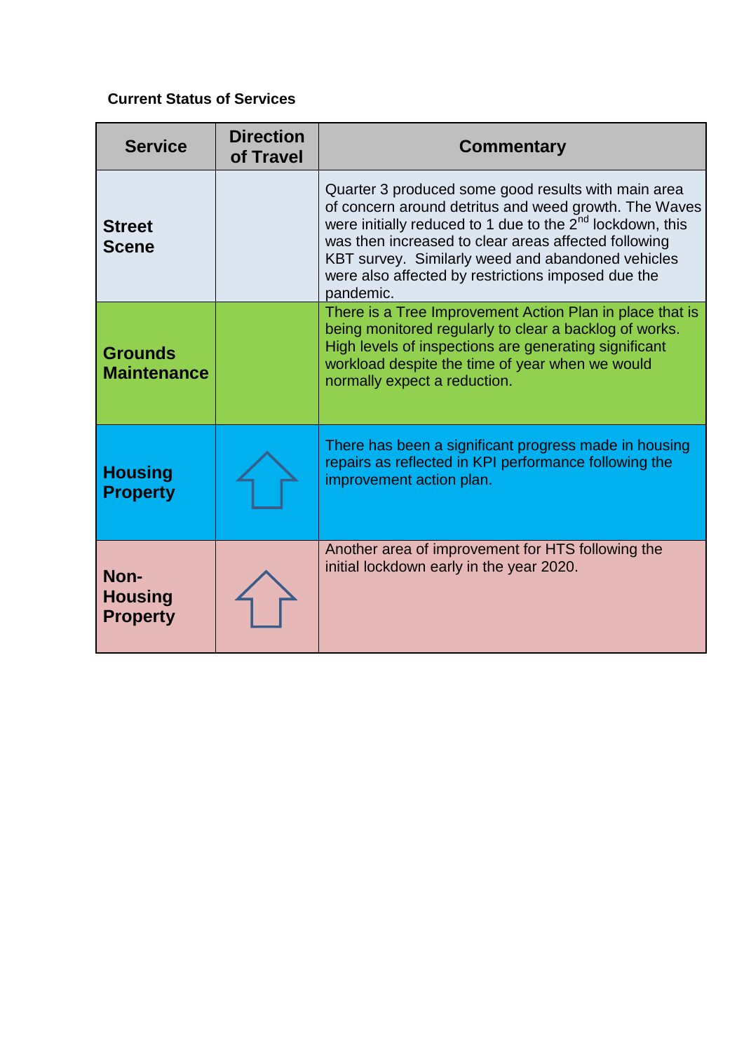**Current Status of Services**

| Service | Direction of Travel | Commentary |
|---|---|---|
| **Street Scene** | | Quarter 3 produced some good results with main area of concern around detritus and weed growth. The Waves were initially reduced to 1 due to the 2nd lockdown, this was then increased to clear areas affected following KBT survey. Similarly weed and abandoned vehicles were also affected by restrictions imposed due the pandemic. |
| **Grounds Maintenance** | | There is a Tree Improvement Action Plan in place that is being monitored regularly to clear a backlog of works. High levels of inspections are generating significant workload despite the time of year when we would normally expect a reduction. |
| **Housing Property** | ⇧ | There has been a significant progress made in housing repairs as reflected in KPI performance following the improvement action plan. |
| **Non-Housing Property** | ⇧ | Another area of improvement for HTS following the initial lockdown early in the year 2020. |